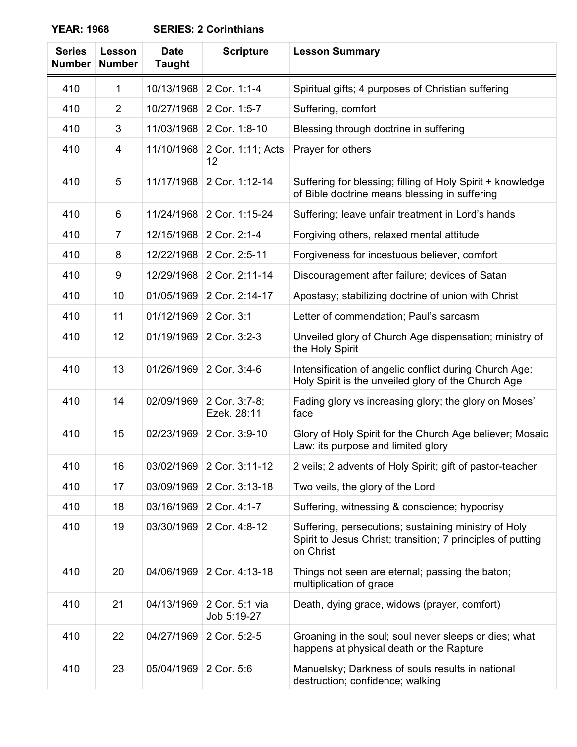**YEAR: 1968 SERIES: 2 Corinthians**

| Series Number | Lesson Number | Date Taught | Scripture | Lesson Summary |
|---|---|---|---|---|
| 410 | 1 | 10/13/1968 | 2 Cor. 1:1-4 | Spiritual gifts; 4 purposes of Christian suffering |
| 410 | 2 | 10/27/1968 | 2 Cor. 1:5-7 | Suffering, comfort |
| 410 | 3 | 11/03/1968 | 2 Cor. 1:8-10 | Blessing through doctrine in suffering |
| 410 | 4 | 11/10/1968 | 2 Cor. 1:11; Acts 12 | Prayer for others |
| 410 | 5 | 11/17/1968 | 2 Cor. 1:12-14 | Suffering for blessing; filling of Holy Spirit + knowledge of Bible doctrine means blessing in suffering |
| 410 | 6 | 11/24/1968 | 2 Cor. 1:15-24 | Suffering; leave unfair treatment in Lord's hands |
| 410 | 7 | 12/15/1968 | 2 Cor. 2:1-4 | Forgiving others, relaxed mental attitude |
| 410 | 8 | 12/22/1968 | 2 Cor. 2:5-11 | Forgiveness for incestuous believer, comfort |
| 410 | 9 | 12/29/1968 | 2 Cor. 2:11-14 | Discouragement after failure; devices of Satan |
| 410 | 10 | 01/05/1969 | 2 Cor. 2:14-17 | Apostasy; stabilizing doctrine of union with Christ |
| 410 | 11 | 01/12/1969 | 2 Cor. 3:1 | Letter of commendation; Paul's sarcasm |
| 410 | 12 | 01/19/1969 | 2 Cor. 3:2-3 | Unveiled glory of Church Age dispensation; ministry of the Holy Spirit |
| 410 | 13 | 01/26/1969 | 2 Cor. 3:4-6 | Intensification of angelic conflict during Church Age; Holy Spirit is the unveiled glory of the Church Age |
| 410 | 14 | 02/09/1969 | 2 Cor. 3:7-8; Ezek. 28:11 | Fading glory vs increasing glory; the glory on Moses' face |
| 410 | 15 | 02/23/1969 | 2 Cor. 3:9-10 | Glory of Holy Spirit for the Church Age believer; Mosaic Law: its purpose and limited glory |
| 410 | 16 | 03/02/1969 | 2 Cor. 3:11-12 | 2 veils; 2 advents of Holy Spirit; gift of pastor-teacher |
| 410 | 17 | 03/09/1969 | 2 Cor. 3:13-18 | Two veils, the glory of the Lord |
| 410 | 18 | 03/16/1969 | 2 Cor. 4:1-7 | Suffering, witnessing & conscience; hypocrisy |
| 410 | 19 | 03/30/1969 | 2 Cor. 4:8-12 | Suffering, persecutions; sustaining ministry of Holy Spirit to Jesus Christ; transition; 7 principles of putting on Christ |
| 410 | 20 | 04/06/1969 | 2 Cor. 4:13-18 | Things not seen are eternal; passing the baton; multiplication of grace |
| 410 | 21 | 04/13/1969 | 2 Cor. 5:1 via Job 5:19-27 | Death, dying grace, widows (prayer, comfort) |
| 410 | 22 | 04/27/1969 | 2 Cor. 5:2-5 | Groaning in the soul; soul never sleeps or dies; what happens at physical death or the Rapture |
| 410 | 23 | 05/04/1969 | 2 Cor. 5:6 | Manuelsky; Darkness of souls results in national destruction; confidence; walking |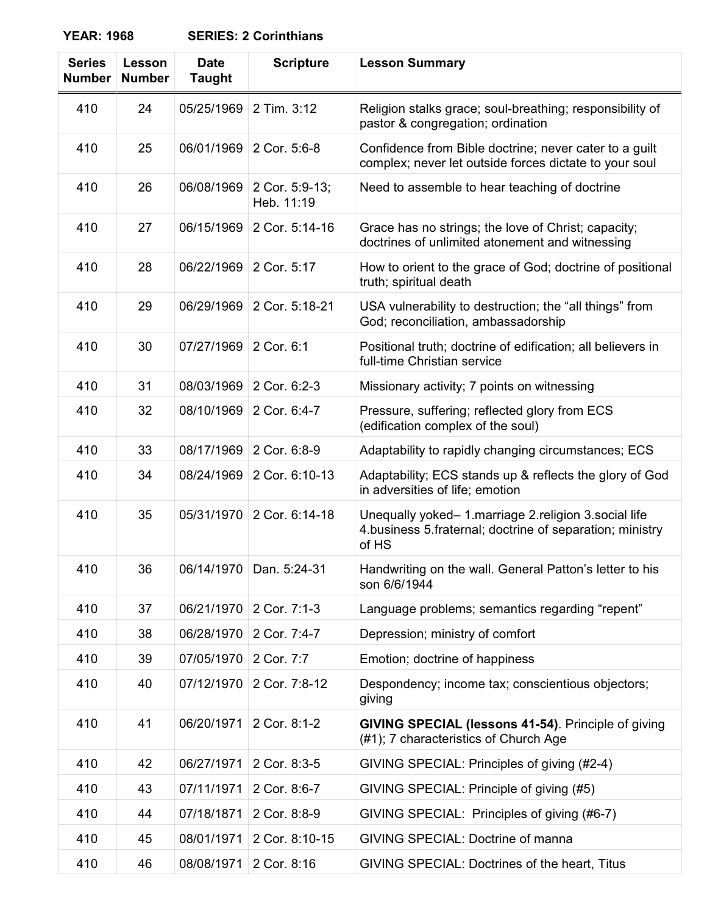**YEAR: 1968 SERIES: 2 Corinthians**

| Series Number | Lesson Number | Date Taught | Scripture | Lesson Summary |
|---|---|---|---|---|
| 410 | 24 | 05/25/1969 | 2 Tim. 3:12 | Religion stalks grace; soul-breathing; responsibility of pastor & congregation; ordination |
| 410 | 25 | 06/01/1969 | 2 Cor. 5:6-8 | Confidence from Bible doctrine; never cater to a guilt complex; never let outside forces dictate to your soul |
| 410 | 26 | 06/08/1969 | 2 Cor. 5:9-13; Heb. 11:19 | Need to assemble to hear teaching of doctrine |
| 410 | 27 | 06/15/1969 | 2 Cor. 5:14-16 | Grace has no strings; the love of Christ; capacity; doctrines of unlimited atonement and witnessing |
| 410 | 28 | 06/22/1969 | 2 Cor. 5:17 | How to orient to the grace of God; doctrine of positional truth; spiritual death |
| 410 | 29 | 06/29/1969 | 2 Cor. 5:18-21 | USA vulnerability to destruction; the "all things" from God; reconciliation, ambassadorship |
| 410 | 30 | 07/27/1969 | 2 Cor. 6:1 | Positional truth; doctrine of edification; all believers in full-time Christian service |
| 410 | 31 | 08/03/1969 | 2 Cor. 6:2-3 | Missionary activity; 7 points on witnessing |
| 410 | 32 | 08/10/1969 | 2 Cor. 6:4-7 | Pressure, suffering; reflected glory from ECS (edification complex of the soul) |
| 410 | 33 | 08/17/1969 | 2 Cor. 6:8-9 | Adaptability to rapidly changing circumstances; ECS |
| 410 | 34 | 08/24/1969 | 2 Cor. 6:10-13 | Adaptability; ECS stands up & reflects the glory of God in adversities of life; emotion |
| 410 | 35 | 05/31/1970 | 2 Cor. 6:14-18 | Unequally yoked– 1.marriage 2.religion 3.social life 4.business 5.fraternal; doctrine of separation; ministry of HS |
| 410 | 36 | 06/14/1970 | Dan. 5:24-31 | Handwriting on the wall. General Patton's letter to his son 6/6/1944 |
| 410 | 37 | 06/21/1970 | 2 Cor. 7:1-3 | Language problems; semantics regarding "repent" |
| 410 | 38 | 06/28/1970 | 2 Cor. 7:4-7 | Depression; ministry of comfort |
| 410 | 39 | 07/05/1970 | 2 Cor. 7:7 | Emotion; doctrine of happiness |
| 410 | 40 | 07/12/1970 | 2 Cor. 7:8-12 | Despondency; income tax; conscientious objectors; giving |
| 410 | 41 | 06/20/1971 | 2 Cor. 8:1-2 | **GIVING SPECIAL (lessons 41-54)**. Principle of giving (#1); 7 characteristics of Church Age |
| 410 | 42 | 06/27/1971 | 2 Cor. 8:3-5 | GIVING SPECIAL: Principles of giving (#2-4) |
| 410 | 43 | 07/11/1971 | 2 Cor. 8:6-7 | GIVING SPECIAL: Principle of giving (#5) |
| 410 | 44 | 07/18/1871 | 2 Cor. 8:8-9 | GIVING SPECIAL: Principles of giving (#6-7) |
| 410 | 45 | 08/01/1971 | 2 Cor. 8:10-15 | GIVING SPECIAL: Doctrine of manna |
| 410 | 46 | 08/08/1971 | 2 Cor. 8:16 | GIVING SPECIAL: Doctrines of the heart, Titus |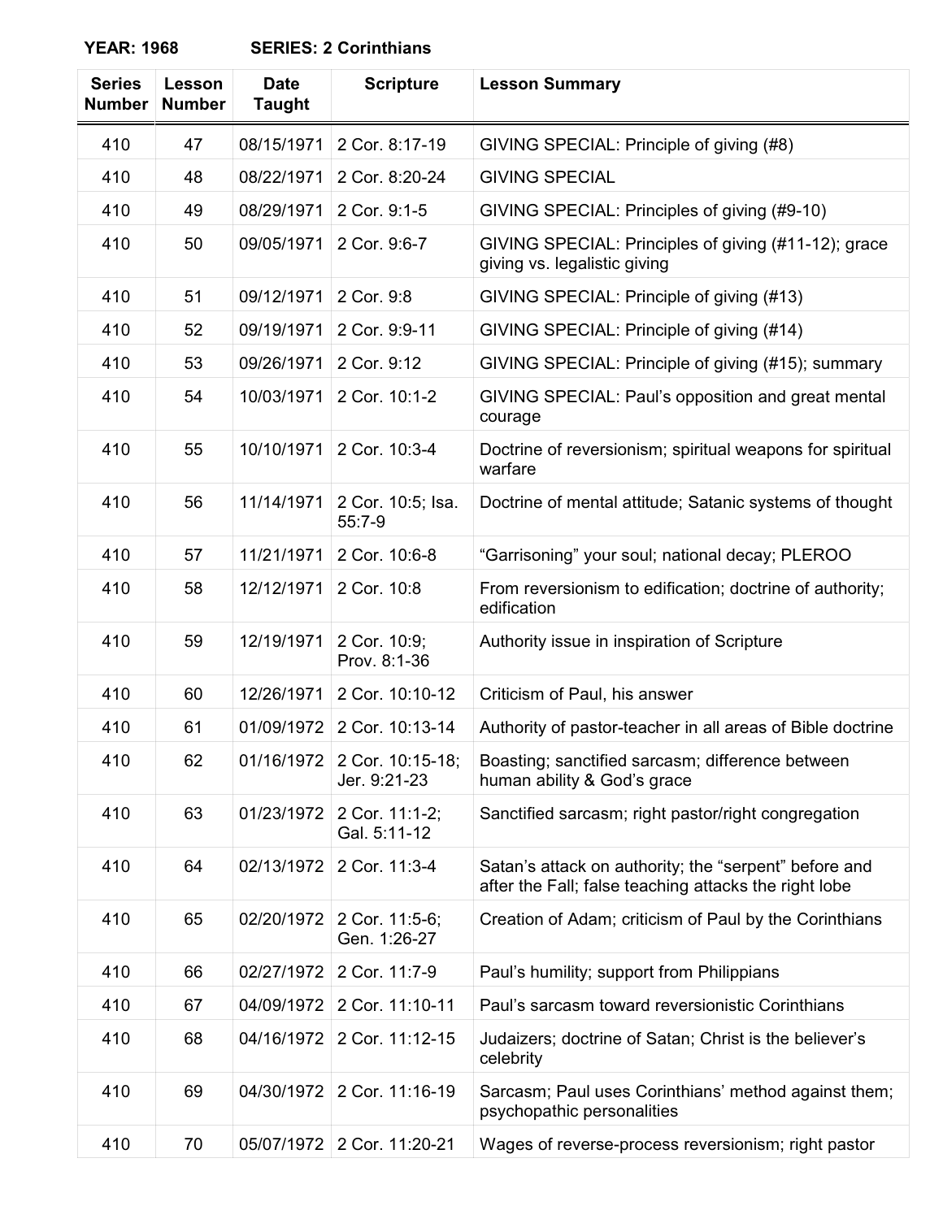**YEAR: 1968 SERIES: 2 Corinthians**

| Series Number | Lesson Number | Date Taught | Scripture | Lesson Summary |
|---|---|---|---|---|
| 410 | 47 | 08/15/1971 | 2 Cor. 8:17-19 | GIVING SPECIAL: Principle of giving (#8) |
| 410 | 48 | 08/22/1971 | 2 Cor. 8:20-24 | GIVING SPECIAL |
| 410 | 49 | 08/29/1971 | 2 Cor. 9:1-5 | GIVING SPECIAL: Principles of giving (#9-10) |
| 410 | 50 | 09/05/1971 | 2 Cor. 9:6-7 | GIVING SPECIAL: Principles of giving (#11-12); grace giving vs. legalistic giving |
| 410 | 51 | 09/12/1971 | 2 Cor. 9:8 | GIVING SPECIAL: Principle of giving (#13) |
| 410 | 52 | 09/19/1971 | 2 Cor. 9:9-11 | GIVING SPECIAL: Principle of giving (#14) |
| 410 | 53 | 09/26/1971 | 2 Cor. 9:12 | GIVING SPECIAL: Principle of giving (#15); summary |
| 410 | 54 | 10/03/1971 | 2 Cor. 10:1-2 | GIVING SPECIAL: Paul's opposition and great mental courage |
| 410 | 55 | 10/10/1971 | 2 Cor. 10:3-4 | Doctrine of reversionism; spiritual weapons for spiritual warfare |
| 410 | 56 | 11/14/1971 | 2 Cor. 10:5; Isa. 55:7-9 | Doctrine of mental attitude; Satanic systems of thought |
| 410 | 57 | 11/21/1971 | 2 Cor. 10:6-8 | "Garrisoning" your soul; national decay; PLEROO |
| 410 | 58 | 12/12/1971 | 2 Cor. 10:8 | From reversionism to edification; doctrine of authority; edification |
| 410 | 59 | 12/19/1971 | 2 Cor. 10:9; Prov. 8:1-36 | Authority issue in inspiration of Scripture |
| 410 | 60 | 12/26/1971 | 2 Cor. 10:10-12 | Criticism of Paul, his answer |
| 410 | 61 | 01/09/1972 | 2 Cor. 10:13-14 | Authority of pastor-teacher in all areas of Bible doctrine |
| 410 | 62 | 01/16/1972 | 2 Cor. 10:15-18; Jer. 9:21-23 | Boasting; sanctified sarcasm; difference between human ability & God's grace |
| 410 | 63 | 01/23/1972 | 2 Cor. 11:1-2; Gal. 5:11-12 | Sanctified sarcasm; right pastor/right congregation |
| 410 | 64 | 02/13/1972 | 2 Cor. 11:3-4 | Satan's attack on authority; the "serpent" before and after the Fall; false teaching attacks the right lobe |
| 410 | 65 | 02/20/1972 | 2 Cor. 11:5-6; Gen. 1:26-27 | Creation of Adam; criticism of Paul by the Corinthians |
| 410 | 66 | 02/27/1972 | 2 Cor. 11:7-9 | Paul's humility; support from Philippians |
| 410 | 67 | 04/09/1972 | 2 Cor. 11:10-11 | Paul's sarcasm toward reversionistic Corinthians |
| 410 | 68 | 04/16/1972 | 2 Cor. 11:12-15 | Judaizers; doctrine of Satan; Christ is the believer's celebrity |
| 410 | 69 | 04/30/1972 | 2 Cor. 11:16-19 | Sarcasm; Paul uses Corinthians' method against them; psychopathic personalities |
| 410 | 70 | 05/07/1972 | 2 Cor. 11:20-21 | Wages of reverse-process reversionism; right pastor |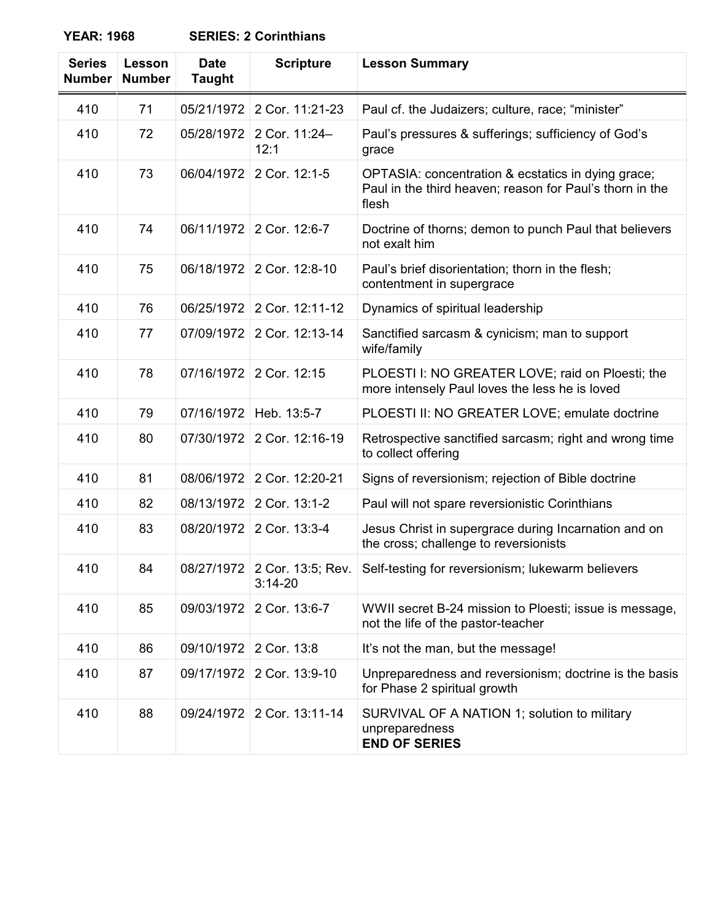**YEAR: 1968 SERIES: 2 Corinthians**

| Series Number | Lesson Number | Date Taught | Scripture | Lesson Summary |
|---|---|---|---|---|
| 410 | 71 | 05/21/1972 | 2 Cor. 11:21-23 | Paul cf. the Judaizers; culture, race; "minister" |
| 410 | 72 | 05/28/1972 | 2 Cor. 11:24–12:1 | Paul's pressures & sufferings; sufficiency of God's grace |
| 410 | 73 | 06/04/1972 | 2 Cor. 12:1-5 | OPTASIA: concentration & ecstatics in dying grace; Paul in the third heaven; reason for Paul's thorn in the flesh |
| 410 | 74 | 06/11/1972 | 2 Cor. 12:6-7 | Doctrine of thorns; demon to punch Paul that believers not exalt him |
| 410 | 75 | 06/18/1972 | 2 Cor. 12:8-10 | Paul's brief disorientation; thorn in the flesh; contentment in supergrace |
| 410 | 76 | 06/25/1972 | 2 Cor. 12:11-12 | Dynamics of spiritual leadership |
| 410 | 77 | 07/09/1972 | 2 Cor. 12:13-14 | Sanctified sarcasm & cynicism; man to support wife/family |
| 410 | 78 | 07/16/1972 | 2 Cor. 12:15 | PLOESTI I: NO GREATER LOVE; raid on Ploesti; the more intensely Paul loves the less he is loved |
| 410 | 79 | 07/16/1972 | Heb. 13:5-7 | PLOESTI II: NO GREATER LOVE; emulate doctrine |
| 410 | 80 | 07/30/1972 | 2 Cor. 12:16-19 | Retrospective sanctified sarcasm; right and wrong time to collect offering |
| 410 | 81 | 08/06/1972 | 2 Cor. 12:20-21 | Signs of reversionism; rejection of Bible doctrine |
| 410 | 82 | 08/13/1972 | 2 Cor. 13:1-2 | Paul will not spare reversionistic Corinthians |
| 410 | 83 | 08/20/1972 | 2 Cor. 13:3-4 | Jesus Christ in supergrace during Incarnation and on the cross; challenge to reversionists |
| 410 | 84 | 08/27/1972 | 2 Cor. 13:5; Rev. 3:14-20 | Self-testing for reversionism; lukewarm believers |
| 410 | 85 | 09/03/1972 | 2 Cor. 13:6-7 | WWII secret B-24 mission to Ploesti; issue is message, not the life of the pastor-teacher |
| 410 | 86 | 09/10/1972 | 2 Cor. 13:8 | It's not the man, but the message! |
| 410 | 87 | 09/17/1972 | 2 Cor. 13:9-10 | Unpreparedness and reversionism; doctrine is the basis for Phase 2 spiritual growth |
| 410 | 88 | 09/24/1972 | 2 Cor. 13:11-14 | SURVIVAL OF A NATION 1; solution to military unpreparedness **END OF SERIES** |